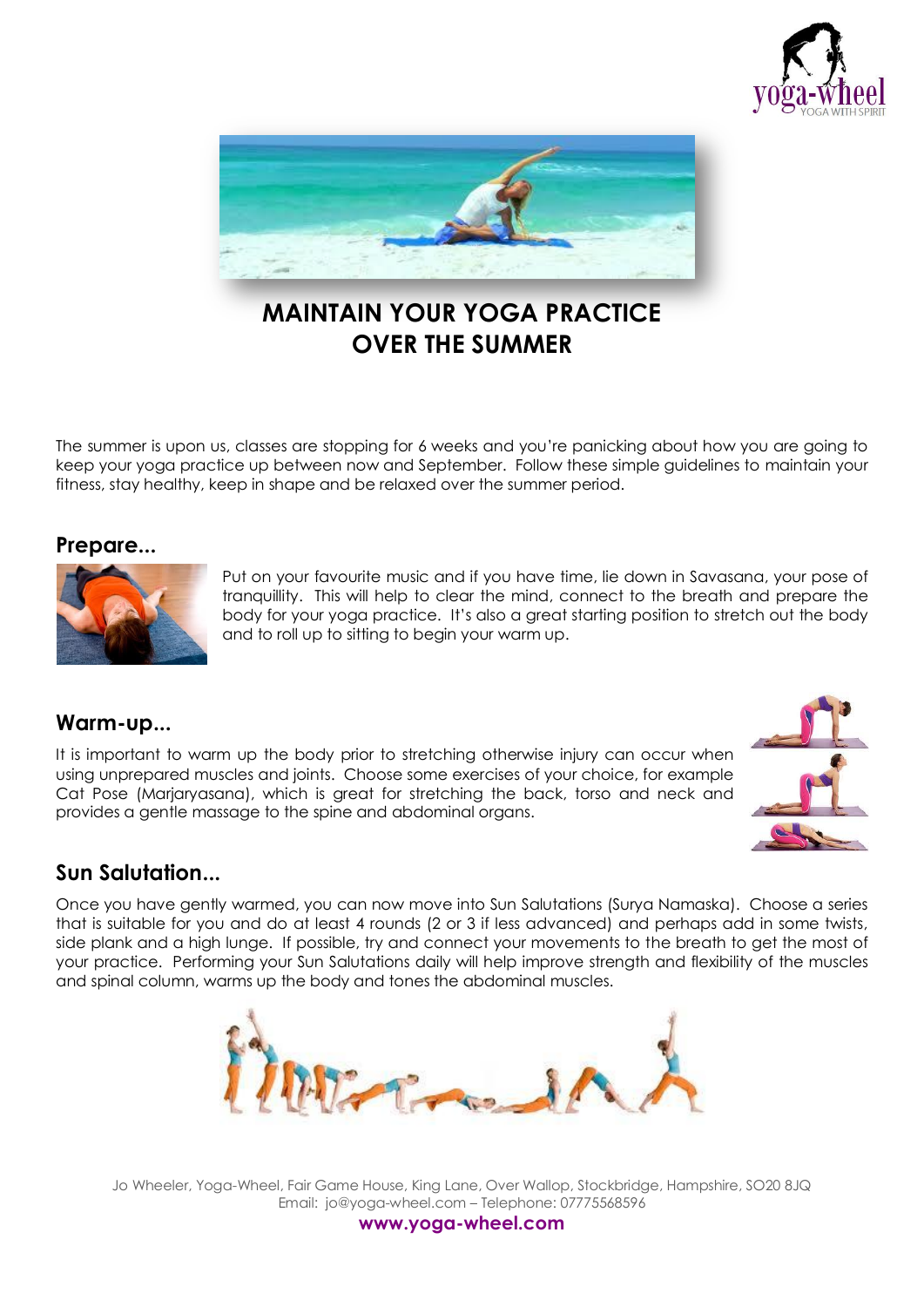# MAINTAIN YOUR YOGA PRACTICE OVER THE SUMMER

The summer is upon us, classes are stopping for 6 weeks and you're panicking about how you are going to keep your yoga practice up between now and September. Follow these simple guidelines to maintain your fitness, stay healthy, keep in shape and be relaxed over the summer period.

## Prepare...

Put on your favourite music and if you have time, lie down in Savasana, your pose of tranquillity. This will help to clear the mind, connect to the breath and prepare the body for your yoga practice. It's also a great starting position to stretch out the body and to roll up to sitting to begin your warm up.

## Warm-up...

It is important to warm up the body prior to stretching otherwise injury can occur when using unprepared muscles and joints. Choose some exercises of your choice, for example Cat Pose (Marjaryasana), which is great for stretching the back, torso and neck and provides a gentle massage to the spine and abdominal organs.

## Sun Salutation...

Once you have gently warmed, you can now move into Sun Salutations (Surya Namaska). Choose a series that is suitable for you and do at least 4 rounds (2 or 3 if less advanced) and perhaps add in some twists, side plank and a high lunge. If possible, try and connect your movements to the breath to get the most of your practice. Performing your Sun Salutations daily will help improve strength and flexibility of the muscles and spinal column, warms up the body and tones the abdominal muscles.

Jo Wheeler, Yoga-Wheel, Fair Game House, King Lane, Over Wallop, Stockbridge, Hampshire, SO20 8JQ
Email: jo@yoga-wheel.com – Telephone: 07775568596

**www.yoga-wheel.com**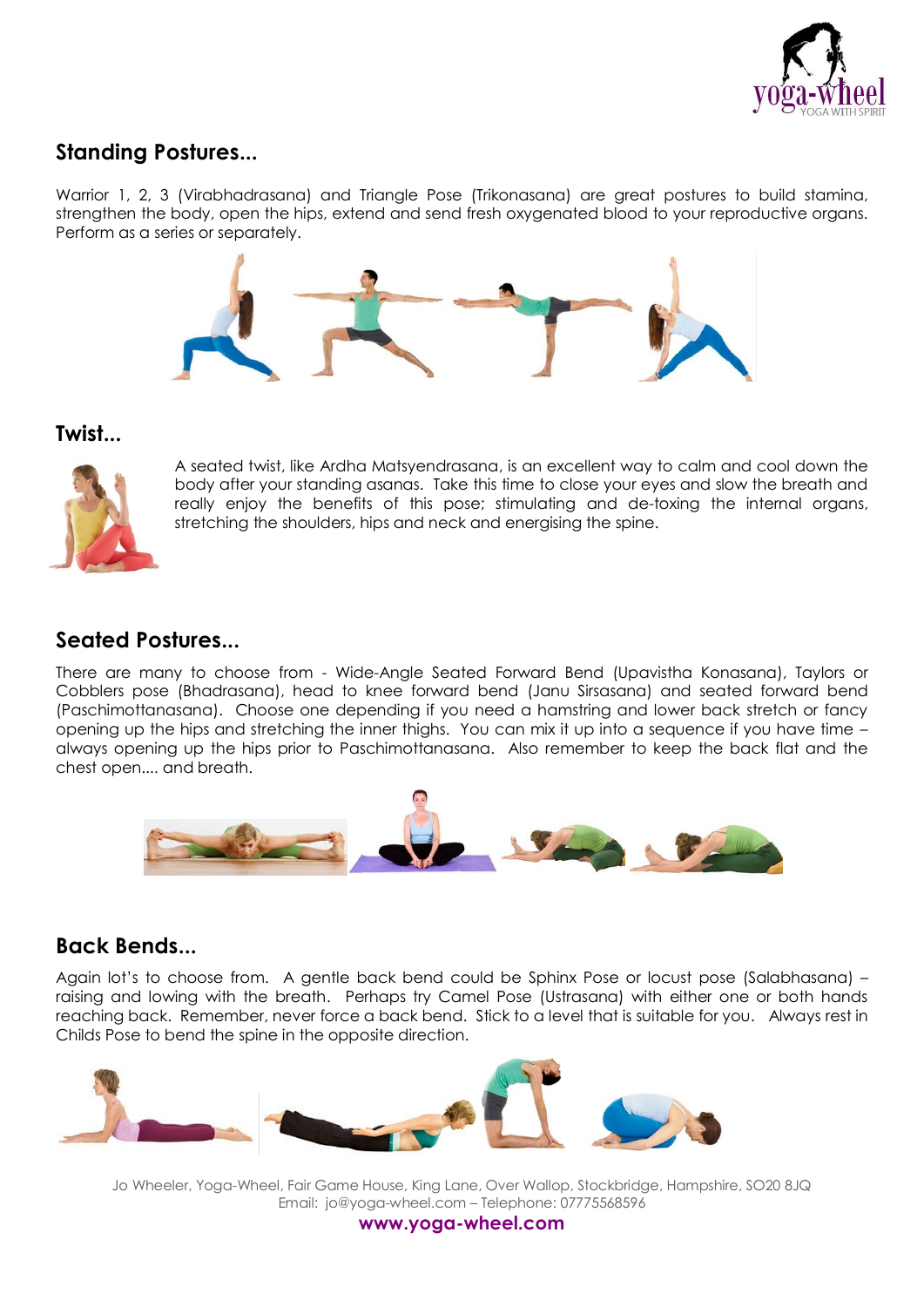## Standing Postures...

Warrior 1, 2, 3 (Virabhadrasana) and Triangle Pose (Trikonasana) are great postures to build stamina, strengthen the body, open the hips, extend and send fresh oxygenated blood to your reproductive organs. Perform as a series or separately.

## Twist...

A seated twist, like Ardha Matsyendrasana, is an excellent way to calm and cool down the body after your standing asanas. Take this time to close your eyes and slow the breath and really enjoy the benefits of this pose; stimulating and de-toxing the internal organs, stretching the shoulders, hips and neck and energising the spine.

## Seated Postures...

There are many to choose from - Wide-Angle Seated Forward Bend (Upavistha Konasana), Taylors or Cobblers pose (Bhadrasana), head to knee forward bend (Janu Sirsasana) and seated forward bend (Paschimottanasana). Choose one depending if you need a hamstring and lower back stretch or fancy opening up the hips and stretching the inner thighs. You can mix it up into a sequence if you have time – always opening up the hips prior to Paschimottanasana. Also remember to keep the back flat and the chest open.... and breath.

## Back Bends...

Again lot's to choose from. A gentle back bend could be Sphinx Pose or locust pose (Salabhasana) – raising and lowing with the breath. Perhaps try Camel Pose (Ustrasana) with either one or both hands reaching back. Remember, never force a back bend. Stick to a level that is suitable for you. Always rest in Childs Pose to bend the spine in the opposite direction.

Jo Wheeler, Yoga-Wheel, Fair Game House, King Lane, Over Wallop, Stockbridge, Hampshire, SO20 8JQ
Email: jo@yoga-wheel.com – Telephone: 07775568596

**www.yoga-wheel.com**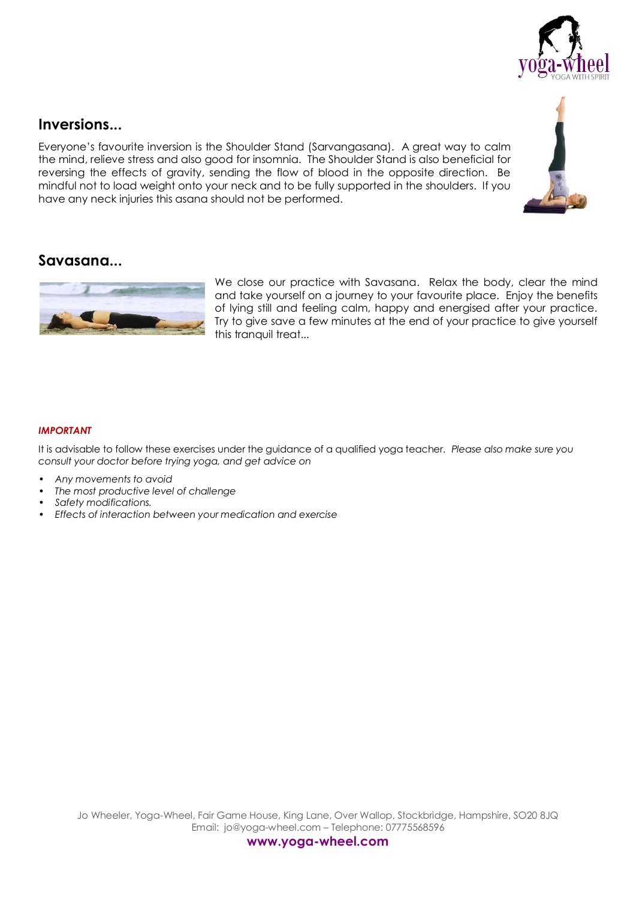## Inversions...

Everyone's favourite inversion is the Shoulder Stand (Sarvangasana). A great way to calm the mind, relieve stress and also good for insomnia. The Shoulder Stand is also beneficial for reversing the effects of gravity, sending the flow of blood in the opposite direction. Be mindful not to load weight onto your neck and to be fully supported in the shoulders. If you have any neck injuries this asana should not be performed.

## Savasana...

We close our practice with Savasana. Relax the body, clear the mind and take yourself on a journey to your favourite place. Enjoy the benefits of lying still and feeling calm, happy and energised after your practice. Try to give save a few minutes at the end of your practice to give yourself this tranquil treat...

***IMPORTANT***

It is advisable to follow these exercises under the guidance of a qualified yoga teacher. *Please also make sure you consult your doctor before trying yoga, and get advice on*

- *Any movements to avoid*
- *The most productive level of challenge*
- *Safety modifications.*
- *Effects of interaction between your medication and exercise*

Jo Wheeler, Yoga-Wheel, Fair Game House, King Lane, Over Wallop, Stockbridge, Hampshire, SO20 8JQ
Email: jo@yoga-wheel.com – Telephone: 07775568596

**www.yoga-wheel.com**